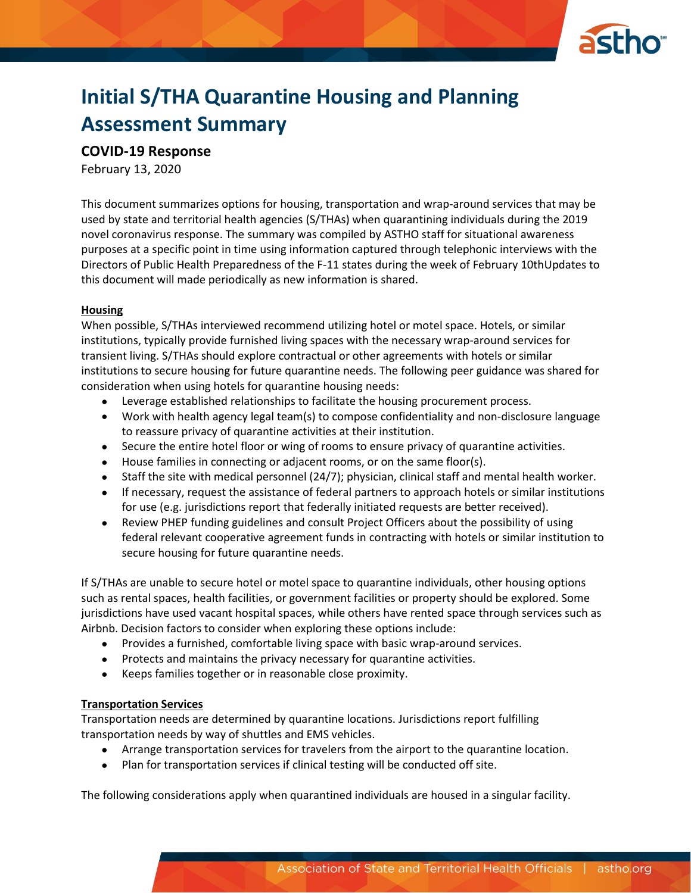# Initial S/THA Quarantine Housing and Planning Assessment Summary

## COVID-19 Response

February 13, 2020

This document summarizes options for housing, transportation and wrap-around services that may be used by state and territorial health agencies (S/THAs) when quarantining individuals during the 2019 novel coronavirus response. The summary was compiled by ASTHO staff for situational awareness purposes at a specific point in time using information captured through telephonic interviews with the Directors of Public Health Preparedness of the F-11 states during the week of February 10thUpdates to this document will made periodically as new information is shared.

**Housing**

When possible, S/THAs interviewed recommend utilizing hotel or motel space. Hotels, or similar institutions, typically provide furnished living spaces with the necessary wrap-around services for transient living. S/THAs should explore contractual or other agreements with hotels or similar institutions to secure housing for future quarantine needs. The following peer guidance was shared for consideration when using hotels for quarantine housing needs:

- Leverage established relationships to facilitate the housing procurement process.
- Work with health agency legal team(s) to compose confidentiality and non-disclosure language to reassure privacy of quarantine activities at their institution.
- Secure the entire hotel floor or wing of rooms to ensure privacy of quarantine activities.
- House families in connecting or adjacent rooms, or on the same floor(s).
- Staff the site with medical personnel (24/7); physician, clinical staff and mental health worker.
- If necessary, request the assistance of federal partners to approach hotels or similar institutions for use (e.g. jurisdictions report that federally initiated requests are better received).
- Review PHEP funding guidelines and consult Project Officers about the possibility of using federal relevant cooperative agreement funds in contracting with hotels or similar institution to secure housing for future quarantine needs.

If S/THAs are unable to secure hotel or motel space to quarantine individuals, other housing options such as rental spaces, health facilities, or government facilities or property should be explored. Some jurisdictions have used vacant hospital spaces, while others have rented space through services such as Airbnb. Decision factors to consider when exploring these options include:

- Provides a furnished, comfortable living space with basic wrap-around services.
- Protects and maintains the privacy necessary for quarantine activities.
- Keeps families together or in reasonable close proximity.

**Transportation Services**

Transportation needs are determined by quarantine locations. Jurisdictions report fulfilling transportation needs by way of shuttles and EMS vehicles.

- Arrange transportation services for travelers from the airport to the quarantine location.
- Plan for transportation services if clinical testing will be conducted off site.

The following considerations apply when quarantined individuals are housed in a singular facility.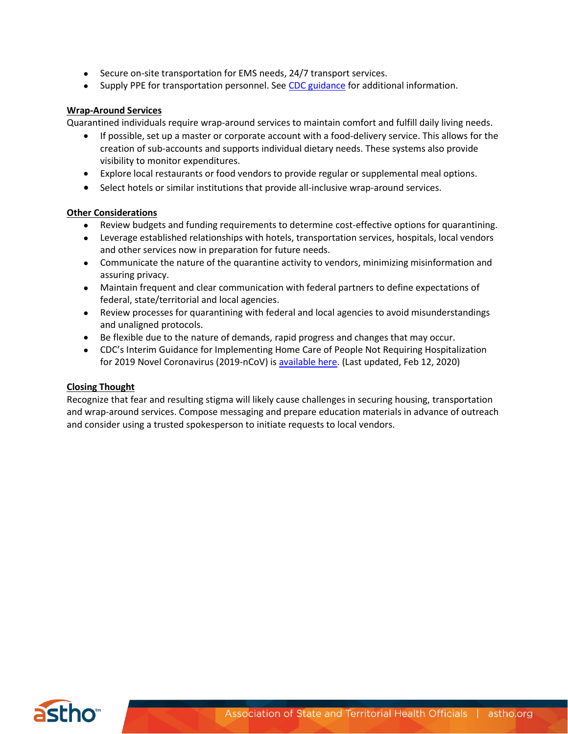- Secure on-site transportation for EMS needs, 24/7 transport services.
- Supply PPE for transportation personnel. See CDC guidance for additional information.

**Wrap-Around Services**

Quarantined individuals require wrap-around services to maintain comfort and fulfill daily living needs.

- If possible, set up a master or corporate account with a food-delivery service. This allows for the creation of sub-accounts and supports individual dietary needs. These systems also provide visibility to monitor expenditures.
- Explore local restaurants or food vendors to provide regular or supplemental meal options.
- Select hotels or similar institutions that provide all-inclusive wrap-around services.

**Other Considerations**

- Review budgets and funding requirements to determine cost-effective options for quarantining.
- Leverage established relationships with hotels, transportation services, hospitals, local vendors and other services now in preparation for future needs.
- Communicate the nature of the quarantine activity to vendors, minimizing misinformation and assuring privacy.
- Maintain frequent and clear communication with federal partners to define expectations of federal, state/territorial and local agencies.
- Review processes for quarantining with federal and local agencies to avoid misunderstandings and unaligned protocols.
- Be flexible due to the nature of demands, rapid progress and changes that may occur.
- CDC's Interim Guidance for Implementing Home Care of People Not Requiring Hospitalization for 2019 Novel Coronavirus (2019-nCoV) is available here. (Last updated, Feb 12, 2020)

**Closing Thought**

Recognize that fear and resulting stigma will likely cause challenges in securing housing, transportation and wrap-around services. Compose messaging and prepare education materials in advance of outreach and consider using a trusted spokesperson to initiate requests to local vendors.